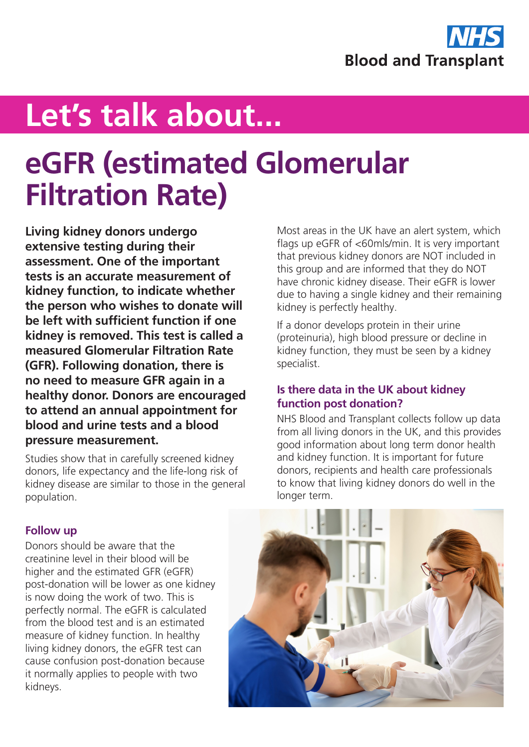NHS Blood and Transplant

# Let's talk about...

# eGFR (estimated Glomerular Filtration Rate)

**Living kidney donors undergo extensive testing during their assessment. One of the important tests is an accurate measurement of kidney function, to indicate whether the person who wishes to donate will be left with sufficient function if one kidney is removed. This test is called a measured Glomerular Filtration Rate (GFR). Following donation, there is no need to measure GFR again in a healthy donor. Donors are encouraged to attend an annual appointment for blood and urine tests and a blood pressure measurement.**

Studies show that in carefully screened kidney donors, life expectancy and the life-long risk of kidney disease are similar to those in the general population.

## Follow up

Donors should be aware that the creatinine level in their blood will be higher and the estimated GFR (eGFR) post-donation will be lower as one kidney is now doing the work of two. This is perfectly normal. The eGFR is calculated from the blood test and is an estimated measure of kidney function. In healthy living kidney donors, the eGFR test can cause confusion post-donation because it normally applies to people with two kidneys.

Most areas in the UK have an alert system, which flags up eGFR of <60mls/min. It is very important that previous kidney donors are NOT included in this group and are informed that they do NOT have chronic kidney disease. Their eGFR is lower due to having a single kidney and their remaining kidney is perfectly healthy.

If a donor develops protein in their urine (proteinuria), high blood pressure or decline in kidney function, they must be seen by a kidney specialist.

## Is there data in the UK about kidney function post donation?

NHS Blood and Transplant collects follow up data from all living donors in the UK, and this provides good information about long term donor health and kidney function. It is important for future donors, recipients and health care professionals to know that living kidney donors do well in the longer term.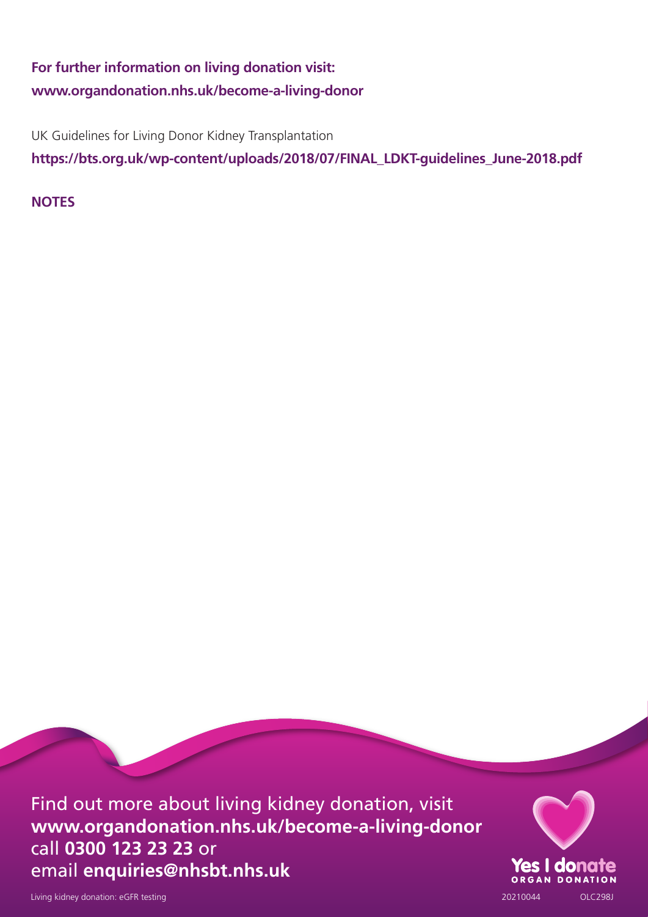**For further information on living donation visit:**
**www.organdonation.nhs.uk/become-a-living-donor**

UK Guidelines for Living Donor Kidney Transplantation
**https://bts.org.uk/wp-content/uploads/2018/07/FINAL_LDKT-guidelines_June-2018.pdf**

**NOTES**

Find out more about living kidney donation, visit
**www.organdonation.nhs.uk/become-a-living-donor**
call **0300 123 23 23** or
email **enquiries@nhsbt.nhs.uk**

Yes I donate
ORGAN DONATION

Living kidney donation: eGFR testing 20210044 OLC298J